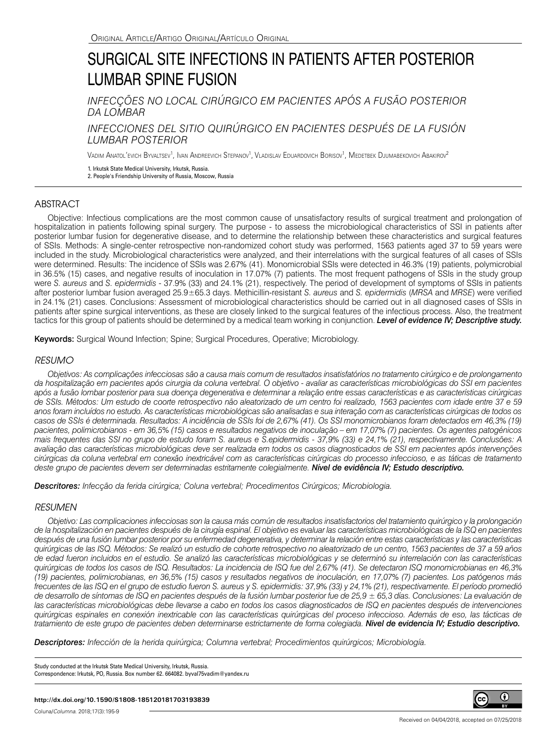Original Article/Artigo Original/Artículo Original

# SURGICAL SITE INFECTIONS IN PATIENTS AFTER POSTERIOR LUMBAR SPINE FUSION

## *INFECÇÕES NO LOCAL CIRÚRGICO EM PACIENTES APÓS A FUSÃO POSTERIOR DA LOMBAR*

## *INFECCIONES DEL SITIO QUIRÚRGICO EN PACIENTES DESPUÉS DE LA FUSIÓN LUMBAR POSTERIOR*

Vadim Anatol'evich Byvaltsev[1], Ivan Andreevich Stepanov[1], Vladislav Eduardovich Borisov[1], Medetbek Djumabekovich Abakirov[2]

1. Irkutsk State Medical University, Irkutsk, Russia.
2. People's Friendship University of Russia, Moscow, Russia

## ABSTRACT

Objective: Infectious complications are the most common cause of unsatisfactory results of surgical treatment and prolongation of hospitalization in patients following spinal surgery. The purpose - to assess the microbiological characteristics of SSI in patients after posterior lumbar fusion for degenerative disease, and to determine the relationship between these characteristics and surgical features of SSIs. Methods: A single-center retrospective non-randomized cohort study was performed, 1563 patients aged 37 to 59 years were included in the study. Microbiological characteristics were analyzed, and their interrelations with the surgical features of all cases of SSIs were determined. Results: The incidence of SSIs was 2.67% (41). Monomicrobial SSIs were detected in 46.3% (19) patients, polymicrobial in 36.5% (15) cases, and negative results of inoculation in 17.07% (7) patients. The most frequent pathogens of SSIs in the study group were *S. aureus* and *S. epidermidis* - 37.9% (33) and 24.1% (21), respectively. The period of development of symptoms of SSIs in patients after posterior lumbar fusion averaged 25.9±65.3 days. Methicillin-resistant *S. aureus* and *S. epidermidis* (*MRSA* and *MRSE*) were verified in 24.1% (21) cases. Conclusions: Assessment of microbiological characteristics should be carried out in all diagnosed cases of SSIs in patients after spine surgical interventions, as these are closely linked to the surgical features of the infectious process. Also, the treatment tactics for this group of patients should be determined by a medical team working in conjunction. ***Level of evidence IV; Descriptive study.***

**Keywords:** Surgical Wound Infection; Spine; Surgical Procedures, Operative; Microbiology.

## *RESUMO*

*Objetivos: As complicações infecciosas são a causa mais comum de resultados insatisfatórios no tratamento cirúrgico e de prolongamento da hospitalização em pacientes após cirurgia da coluna vertebral. O objetivo - avaliar as características microbiológicas do SSI em pacientes após a fusão lombar posterior para sua doença degenerativa e determinar a relação entre essas características e as características cirúrgicas de SSIs. Métodos: Um estudo de coorte retrospectivo não aleatorizado de um centro foi realizado, 1563 pacientes com idade entre 37 e 59 anos foram incluídos no estudo. As características microbiológicas são analisadas e sua interação com as características cirúrgicas de todos os casos de SSIs é determinada. Resultados: A incidência de SSIs foi de 2,67% (41). Os SSI monomicrobianos foram detectados em 46,3% (19) pacientes, polimicrobianos - em 36,5% (15) casos e resultados negativos de inoculação – em 17,07% (7) pacientes. Os agentes patogênicos mais frequentes das SSI no grupo de estudo foram S. aureus e S.epidermidis - 37,9% (33) e 24,1% (21), respectivamente. Conclusões: A avaliação das características microbiológicas deve ser realizada em todos os casos diagnosticados de SSI em pacientes após intervenções cirúrgicas da coluna vertebral em conexão inextricável com as características cirúrgicas do processo infeccioso, e as táticas de tratamento deste grupo de pacientes devem ser determinadas estritamente colegialmente.* ***Nível de evidência IV; Estudo descriptivo.***

***Descritores:*** *Infecção da ferida cirúrgica; Coluna vertebral; Procedimentos Cirúrgicos; Microbiologia.*

## *RESUMEN*

*Objetivo: Las complicaciones infecciosas son la causa más común de resultados insatisfactorios del tratamiento quirúrgico y la prolongación de la hospitalización en pacientes después de la cirugía espinal. El objetivo es evaluar las características microbiológicas de la ISQ en pacientes después de una fusión lumbar posterior por su enfermedad degenerativa, y determinar la relación entre estas características y las características quirúrgicas de las ISQ. Métodos: Se realizó un estudio de cohorte retrospectivo no aleatorizado de un centro, 1563 pacientes de 37 a 59 años de edad fueron incluidos en el estudio. Se analizó las características microbiológicas y se determinó su interrelación con las características quirúrgicas de todos los casos de ISQ. Resultados: La incidencia de ISQ fue del 2,67% (41). Se detectaron ISQ monomicrobianas en 46,3% (19) pacientes, polimicrobianas, en 36,5% (15) casos y resultados negativos de inoculación, en 17,07% (7) pacientes. Los patógenos más frecuentes de las ISQ en el grupo de estudio fueron S. aureus y S. epidermidis: 37,9% (33) y 24,1% (21), respectivamente. El período promedió de desarrollo de síntomas de ISQ en pacientes después de la fusión lumbar posterior fue de 25,9 ± 65,3 días. Conclusiones: La evaluación de las características microbiológicas debe llevarse a cabo en todos los casos diagnosticados de ISQ en pacientes después de intervenciones quirúrgicas espinales en conexión inextricable con las características quirúrgicas del proceso infeccioso. Además de eso, las tácticas de tratamiento de este grupo de pacientes deben determinarse estrictamente de forma colegiada.* ***Nivel de evidencia IV; Estudio descriptivo.***

***Descriptores:*** *Infección de la herida quirúrgica; Columna vertebral; Procedimientos quirúrgicos; Microbiología.*

Study conducted at the Irkutsk State Medical University, Irkutsk, Russia.
Correspondence: Irkutsk, PO, Russia. Box number 62. 664082. byval75vadim@yandex.ru

**http://dx.doi.org/10.1590/S1808-185120181703193839**

Received on 04/04/2018, accepted on 07/25/2018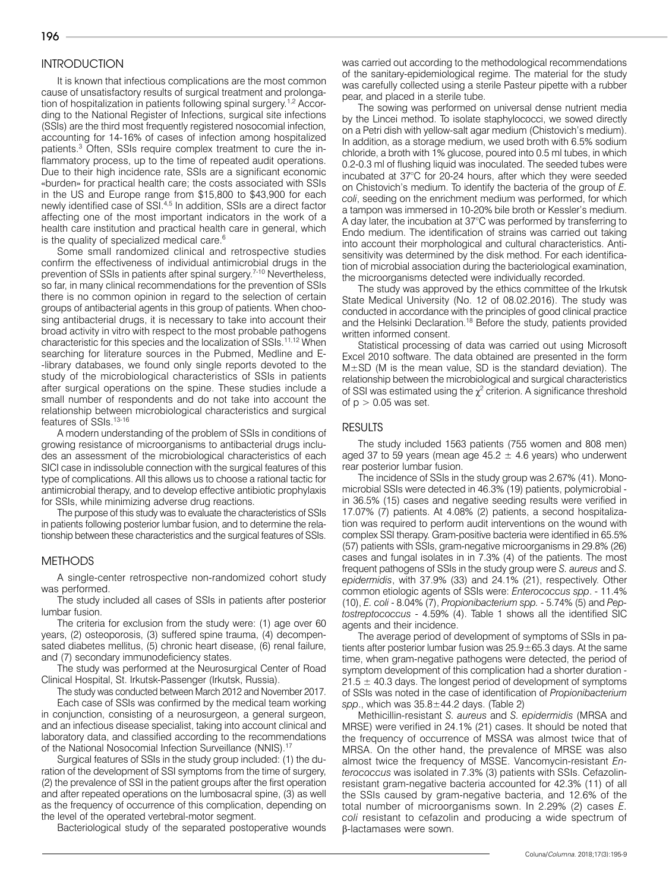## INTRODUCTION

It is known that infectious complications are the most common cause of unsatisfactory results of surgical treatment and prolongation of hospitalization in patients following spinal surgery.[1,2] According to the National Register of Infections, surgical site infections (SSIs) are the third most frequently registered nosocomial infection, accounting for 14-16% of cases of infection among hospitalized patients.[3] Often, SSIs require complex treatment to cure the inflammatory process, up to the time of repeated audit operations. Due to their high incidence rate, SSIs are a significant economic «burden» for practical health care; the costs associated with SSIs in the US and Europe range from $15,800 to $43,900 for each newly identified case of SSI.[4,5] In addition, SSIs are a direct factor affecting one of the most important indicators in the work of a health care institution and practical health care in general, which is the quality of specialized medical care.[6]

Some small randomized clinical and retrospective studies confirm the effectiveness of individual antimicrobial drugs in the prevention of SSIs in patients after spinal surgery.[7-10] Nevertheless, so far, in many clinical recommendations for the prevention of SSIs there is no common opinion in regard to the selection of certain groups of antibacterial agents in this group of patients. When choosing antibacterial drugs, it is necessary to take into account their broad activity in vitro with respect to the most probable pathogens characteristic for this species and the localization of SSIs.[11,12] When searching for literature sources in the Pubmed, Medline and E--library databases, we found only single reports devoted to the study of the microbiological characteristics of SSIs in patients after surgical operations on the spine. These studies include a small number of respondents and do not take into account the relationship between microbiological characteristics and surgical features of SSIs.[13-16]

A modern understanding of the problem of SSIs in conditions of growing resistance of microorganisms to antibacterial drugs includes an assessment of the microbiological characteristics of each SICI case in indissoluble connection with the surgical features of this type of complications. All this allows us to choose a rational tactic for antimicrobial therapy, and to develop effective antibiotic prophylaxis for SSIs, while minimizing adverse drug reactions.

The purpose of this study was to evaluate the characteristics of SSIs in patients following posterior lumbar fusion, and to determine the relationship between these characteristics and the surgical features of SSIs.

## METHODS

A single-center retrospective non-randomized cohort study was performed.

The study included all cases of SSIs in patients after posterior lumbar fusion.

The criteria for exclusion from the study were: (1) age over 60 years, (2) osteoporosis, (3) suffered spine trauma, (4) decompensated diabetes mellitus, (5) chronic heart disease, (6) renal failure, and (7) secondary immunodeficiency states.

The study was performed at the Neurosurgical Center of Road Clinical Hospital, St. Irkutsk-Passenger (Irkutsk, Russia).

The study was conducted between March 2012 and November 2017.

Each case of SSIs was confirmed by the medical team working in conjunction, consisting of a neurosurgeon, a general surgeon, and an infectious disease specialist, taking into account clinical and laboratory data, and classified according to the recommendations of the National Nosocomial Infection Surveillance (NNIS).[17]

Surgical features of SSIs in the study group included: (1) the duration of the development of SSI symptoms from the time of surgery, (2) the prevalence of SSI in the patient groups after the first operation and after repeated operations on the lumbosacral spine, (3) as well as the frequency of occurrence of this complication, depending on the level of the operated vertebral-motor segment.

Bacteriological study of the separated postoperative wounds was carried out according to the methodological recommendations of the sanitary-epidemiological regime. The material for the study was carefully collected using a sterile Pasteur pipette with a rubber pear, and placed in a sterile tube.

The sowing was performed on universal dense nutrient media by the Lincei method. To isolate staphylococci, we sowed directly on a Petri dish with yellow-salt agar medium (Chistovich's medium). In addition, as a storage medium, we used broth with 6.5% sodium chloride, a broth with 1% glucose, poured into 0.5 ml tubes, in which 0.2-0.3 ml of flushing liquid was inoculated. The seeded tubes were incubated at 37°C for 20-24 hours, after which they were seeded on Chistovich's medium. To identify the bacteria of the group of *E. coli*, seeding on the enrichment medium was performed, for which a tampon was immersed in 10-20% bile broth or Kessler's medium. A day later, the incubation at 37°C was performed by transferring to Endo medium. The identification of strains was carried out taking into account their morphological and cultural characteristics. Antisensitivity was determined by the disk method. For each identification of microbial association during the bacteriological examination, the microorganisms detected were individually recorded.

The study was approved by the ethics committee of the Irkutsk State Medical University (No. 12 of 08.02.2016). The study was conducted in accordance with the principles of good clinical practice and the Helsinki Declaration.[18] Before the study, patients provided written informed consent.

Statistical processing of data was carried out using Microsoft Excel 2010 software. The data obtained are presented in the form M±SD (M is the mean value, SD is the standard deviation). The relationship between the microbiological and surgical characteristics of SSI was estimated using the $\chi^2$ criterion. A significance threshold of $p > 0.05$ was set.

## RESULTS

The study included 1563 patients (755 women and 808 men) aged 37 to 59 years (mean age 45.2 ± 4.6 years) who underwent rear posterior lumbar fusion.

The incidence of SSIs in the study group was 2.67% (41). Monomicrobial SSIs were detected in 46.3% (19) patients, polymicrobial - in 36.5% (15) cases and negative seeding results were verified in 17.07% (7) patients. At 4.08% (2) patients, a second hospitalization was required to perform audit interventions on the wound with complex SSI therapy. Gram-positive bacteria were identified in 65.5% (57) patients with SSIs, gram-negative microorganisms in 29.8% (26) cases and fungal isolates in 7.3% (4) of the patients. The most frequent pathogens of SSIs in the study group were *S. aureus* and *S. epidermidis*, with 37.9% (33) and 24.1% (21), respectively. Other common etiologic agents of SSIs were: *Enterococcus spp*. - 11.4% (10), *E. coli* - 8.04% (7), *Propionibacterium spp.* - 5.74% (5) and *Peptostreptococcus* - 4.59% (4). Table 1 shows all the identified SIC agents and their incidence.

The average period of development of symptoms of SSIs in patients after posterior lumbar fusion was 25.9±65.3 days. At the same time, when gram-negative pathogens were detected, the period of symptom development of this complication had a shorter duration - 21.5 ± 40.3 days. The longest period of development of symptoms of SSIs was noted in the case of identification of *Propionibacterium spp*., which was 35.8±44.2 days. (Table 2)

Methicillin-resistant *S. aureus* and *S. epidermidis* (MRSA and MRSE) were verified in 24.1% (21) cases. It should be noted that the frequency of occurrence of MSSA was almost twice that of MRSA. On the other hand, the prevalence of MRSE was also almost twice the frequency of MSSE. Vancomycin-resistant *Enterococcus* was isolated in 7.3% (3) patients with SSIs. Cefazolin-resistant gram-negative bacteria accounted for 42.3% (11) of all the SSIs caused by gram-negative bacteria, and 12.6% of the total number of microorganisms sown. In 2.29% (2) cases *E. coli* resistant to cefazolin and producing a wide spectrum of β-lactamases were sown.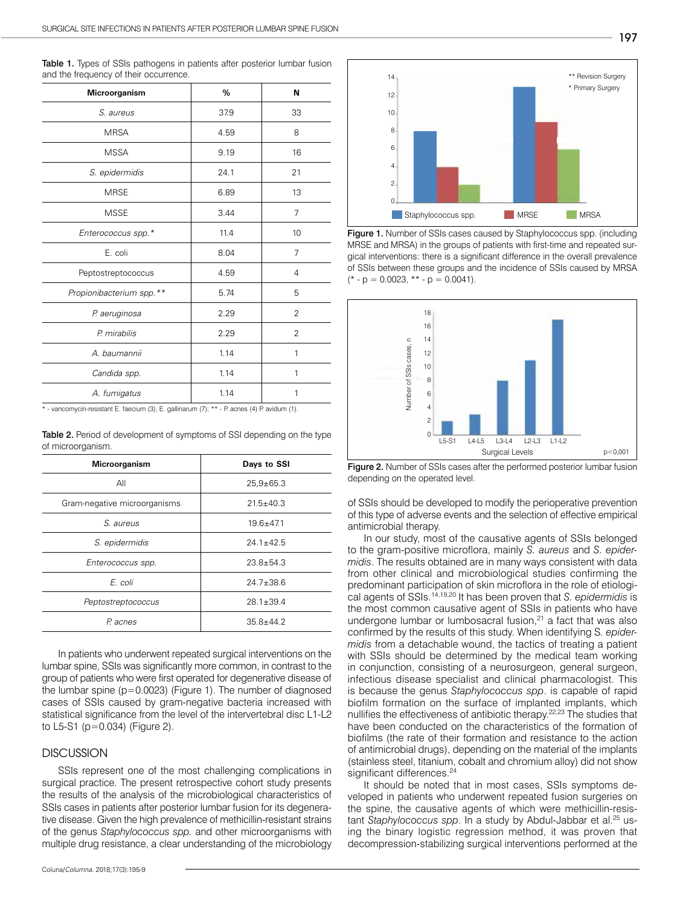**Table 1.** Types of SSIs pathogens in patients after posterior lumbar fusion and the frequency of their occurrence.

| Microorganism | % | N |
|---|---|---|
| *S. aureus* | 37.9 | 33 |
| MRSA | 4.59 | 8 |
| MSSA | 9.19 | 16 |
| *S. epidermidis* | 24.1 | 21 |
| MRSE | 6.89 | 13 |
| MSSE | 3.44 | 7 |
| *Enterococcus spp.** | 11.4 | 10 |
| E. coli | 8.04 | 7 |
| Peptostreptococcus | 4.59 | 4 |
| *Propionibacterium spp.*** | 5.74 | 5 |
| *P. aeruginosa* | 2.29 | 2 |
| *P. mirabilis* | 2.29 | 2 |
| *A. baumannii* | 1.14 | 1 |
| *Candida spp.* | 1.14 | 1 |
| *A. fumigatus* | 1.14 | 1 |

* - vancomycin-resistant E. faecium (3), E. gallinarum (7); ** - P. acnes (4) P. avidum (1).

**Table 2.** Period of development of symptoms of SSI depending on the type of microorganism.

| Microorganism | Days to SSI |
|---|---|
| All | 25,9±65.3 |
| Gram-negative microorganisms | 21.5±40.3 |
| *S. aureus* | 19.6±47.1 |
| *S. epidermidis* | 24.1±42.5 |
| *Enterococcus spp.* | 23.8±54.3 |
| *E. coli* | 24.7±38.6 |
| *Peptostreptococcus* | 28.1±39.4 |
| *P. acnes* | 35.8±44.2 |

In patients who underwent repeated surgical interventions on the lumbar spine, SSIs was significantly more common, in contrast to the group of patients who were first operated for degenerative disease of the lumbar spine (p=0.0023) (Figure 1). The number of diagnosed cases of SSIs caused by gram-negative bacteria increased with statistical significance from the level of the intervertebral disc L1-L2 to L5-S1 (p=0.034) (Figure 2).

## DISCUSSION

SSIs represent one of the most challenging complications in surgical practice. The present retrospective cohort study presents the results of the analysis of the microbiological characteristics of SSIs cases in patients after posterior lumbar fusion for its degenerative disease. Given the high prevalence of methicillin-resistant strains of the genus *Staphylococcus spp.* and other microorganisms with multiple drug resistance, a clear understanding of the microbiology of SSIs should be developed to modify the perioperative prevention of this type of adverse events and the selection of effective empirical antimicrobial therapy.

**Figure 1.** Number of SSIs cases caused by Staphylococcus spp. (including MRSE and MRSA) in the groups of patients with first-time and repeated surgical interventions: there is a significant difference in the overall prevalence of SSIs between these groups and the incidence of SSIs caused by MRSA (* - p = 0.0023, ** - p = 0.0041).

**Figure 2.** Number of SSIs cases after the performed posterior lumbar fusion depending on the operated level.

In our study, most of the causative agents of SSIs belonged to the gram-positive microflora, mainly *S. aureus* and *S. epidermidis*. The results obtained are in many ways consistent with data from other clinical and microbiological studies confirming the predominant participation of skin microflora in the role of etiological agents of SSIs.[14,19,20] It has been proven that *S. epidermidis* is the most common causative agent of SSIs in patients who have undergone lumbar or lumbosacral fusion,[21] a fact that was also confirmed by the results of this study. When identifying S. *epidermidis* from a detachable wound, the tactics of treating a patient with SSIs should be determined by the medical team working in conjunction, consisting of a neurosurgeon, general surgeon, infectious disease specialist and clinical pharmacologist. This is because the genus *Staphylococcus spp.* is capable of rapid biofilm formation on the surface of implanted implants, which nullifies the effectiveness of antibiotic therapy.[22,23] The studies that have been conducted on the characteristics of the formation of biofilms (the rate of their formation and resistance to the action of antimicrobial drugs), depending on the material of the implants (stainless steel, titanium, cobalt and chromium alloy) did not show significant differences.[24]

It should be noted that in most cases, SSIs symptoms developed in patients who underwent repeated fusion surgeries on the spine, the causative agents of which were methicillin-resistant *Staphylococcus spp.* In a study by Abdul-Jabbar et al.[25] using the binary logistic regression method, it was proven that decompression-stabilizing surgical interventions performed at the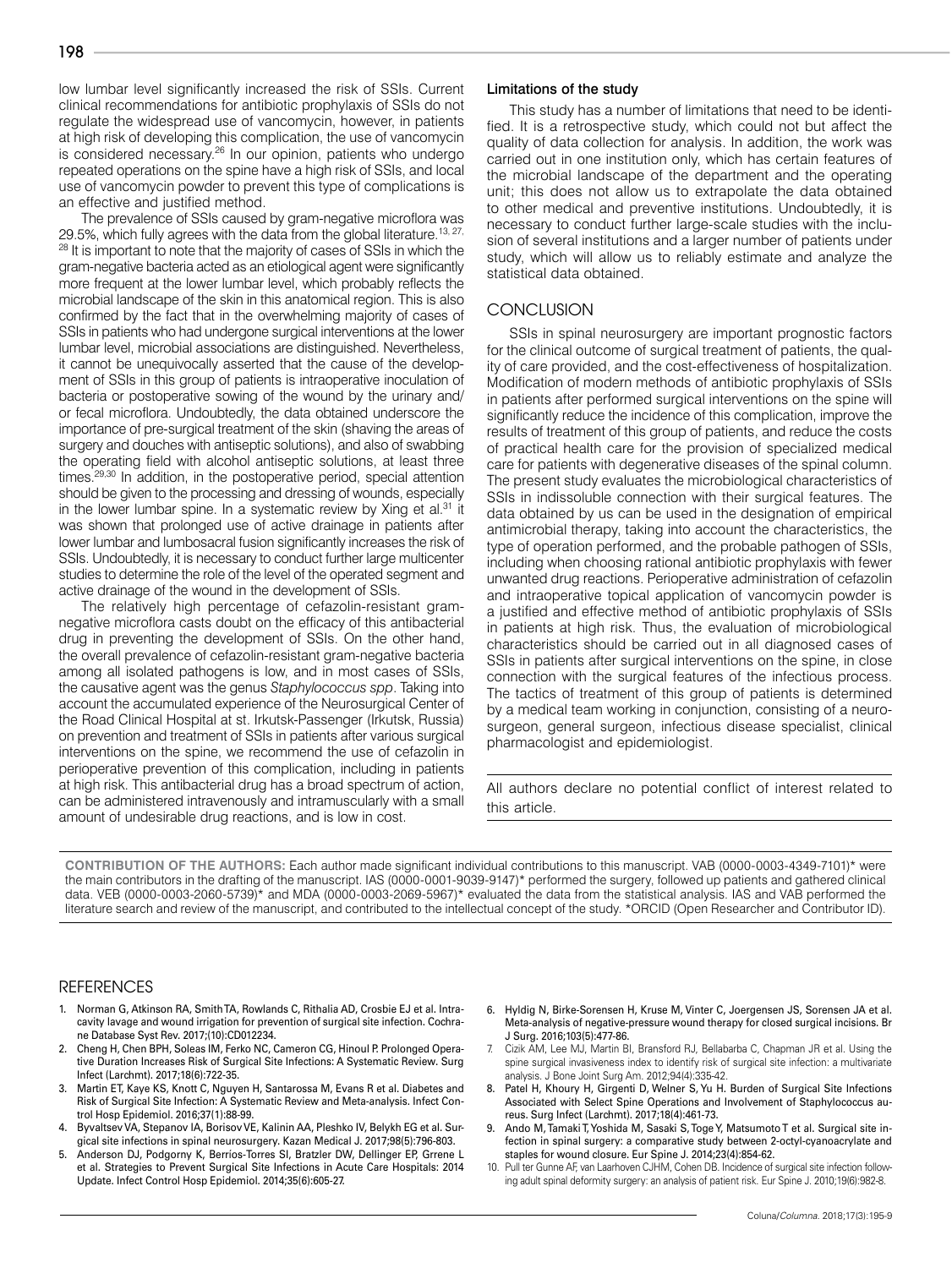low lumbar level significantly increased the risk of SSIs. Current clinical recommendations for antibiotic prophylaxis of SSIs do not regulate the widespread use of vancomycin, however, in patients at high risk of developing this complication, the use of vancomycin is considered necessary.[26] In our opinion, patients who undergo repeated operations on the spine have a high risk of SSIs, and local use of vancomycin powder to prevent this type of complications is an effective and justified method.

The prevalence of SSIs caused by gram-negative microflora was 29.5%, which fully agrees with the data from the global literature.[13, 27, 28] It is important to note that the majority of cases of SSIs in which the gram-negative bacteria acted as an etiological agent were significantly more frequent at the lower lumbar level, which probably reflects the microbial landscape of the skin in this anatomical region. This is also confirmed by the fact that in the overwhelming majority of cases of SSIs in patients who had undergone surgical interventions at the lower lumbar level, microbial associations are distinguished. Nevertheless, it cannot be unequivocally asserted that the cause of the development of SSIs in this group of patients is intraoperative inoculation of bacteria or postoperative sowing of the wound by the urinary and/or fecal microflora. Undoubtedly, the data obtained underscore the importance of pre-surgical treatment of the skin (shaving the areas of surgery and douches with antiseptic solutions), and also of swabbing the operating field with alcohol antiseptic solutions, at least three times.[29,30] In addition, in the postoperative period, special attention should be given to the processing and dressing of wounds, especially in the lower lumbar spine. In a systematic review by Xing et al.[31] it was shown that prolonged use of active drainage in patients after lower lumbar and lumbosacral fusion significantly increases the risk of SSIs. Undoubtedly, it is necessary to conduct further large multicenter studies to determine the role of the level of the operated segment and active drainage of the wound in the development of SSIs.

The relatively high percentage of cefazolin-resistant gram-negative microflora casts doubt on the efficacy of this antibacterial drug in preventing the development of SSIs. On the other hand, the overall prevalence of cefazolin-resistant gram-negative bacteria among all isolated pathogens is low, and in most cases of SSIs, the causative agent was the genus *Staphylococcus spp*. Taking into account the accumulated experience of the Neurosurgical Center of the Road Clinical Hospital at st. Irkutsk-Passenger (Irkutsk, Russia) on prevention and treatment of SSIs in patients after various surgical interventions on the spine, we recommend the use of cefazolin in perioperative prevention of this complication, including in patients at high risk. This antibacterial drug has a broad spectrum of action, can be administered intravenously and intramuscularly with a small amount of undesirable drug reactions, and is low in cost.

### Limitations of the study

This study has a number of limitations that need to be identified. It is a retrospective study, which could not but affect the quality of data collection for analysis. In addition, the work was carried out in one institution only, which has certain features of the microbial landscape of the department and the operating unit; this does not allow us to extrapolate the data obtained to other medical and preventive institutions. Undoubtedly, it is necessary to conduct further large-scale studies with the inclusion of several institutions and a larger number of patients under study, which will allow us to reliably estimate and analyze the statistical data obtained.

## CONCLUSION

SSIs in spinal neurosurgery are important prognostic factors for the clinical outcome of surgical treatment of patients, the quality of care provided, and the cost-effectiveness of hospitalization. Modification of modern methods of antibiotic prophylaxis of SSIs in patients after performed surgical interventions on the spine will significantly reduce the incidence of this complication, improve the results of treatment of this group of patients, and reduce the costs of practical health care for the provision of specialized medical care for patients with degenerative diseases of the spinal column. The present study evaluates the microbiological characteristics of SSIs in indissoluble connection with their surgical features. The data obtained by us can be used in the designation of empirical antimicrobial therapy, taking into account the characteristics, the type of operation performed, and the probable pathogen of SSIs, including when choosing rational antibiotic prophylaxis with fewer unwanted drug reactions. Perioperative administration of cefazolin and intraoperative topical application of vancomycin powder is a justified and effective method of antibiotic prophylaxis of SSIs in patients at high risk. Thus, the evaluation of microbiological characteristics should be carried out in all diagnosed cases of SSIs in patients after surgical interventions on the spine, in close connection with the surgical features of the infectious process. The tactics of treatment of this group of patients is determined by a medical team working in conjunction, consisting of a neurosurgeon, general surgeon, infectious disease specialist, clinical pharmacologist and epidemiologist.

All authors declare no potential conflict of interest related to this article.

**CONTRIBUTION OF THE AUTHORS:** Each author made significant individual contributions to this manuscript. VAB (0000-0003-4349-7101)* were the main contributors in the drafting of the manuscript. IAS (0000-0001-9039-9147)* performed the surgery, followed up patients and gathered clinical data. VEB (0000-0003-2060-5739)* and MDA (0000-0003-2069-5967)* evaluated the data from the statistical analysis. IAS and VAB performed the literature search and review of the manuscript, and contributed to the intellectual concept of the study. *ORCID (Open Researcher and Contributor ID).

## REFERENCES

1. Norman G, Atkinson RA, Smith TA, Rowlands C, Rithalia AD, Crosbie EJ et al. Intracavity lavage and wound irrigation for prevention of surgical site infection. Cochrane Database Syst Rev. 2017;(10):CD012234.
2. Cheng H, Chen BPH, Soleas IM, Ferko NC, Cameron CG, Hinoul P. Prolonged Operative Duration Increases Risk of Surgical Site Infections: A Systematic Review. Surg Infect (Larchmt). 2017;18(6):722-35.
3. Martin ET, Kaye KS, Knott C, Nguyen H, Santarossa M, Evans R et al. Diabetes and Risk of Surgical Site Infection: A Systematic Review and Meta-analysis. Infect Control Hosp Epidemiol. 2016;37(1):88-99.
4. Byvaltsev VA, Stepanov IA, Borisov VE, Kalinin AA, Pleshko IV, Belykh EG et al. Surgical site infections in spinal neurosurgery. Kazan Medical J. 2017;98(5):796-803.
5. Anderson DJ, Podgorny K, Berríos-Torres SI, Bratzler DW, Dellinger EP, Grrene L et al. Strategies to Prevent Surgical Site Infections in Acute Care Hospitals: 2014 Update. Infect Control Hosp Epidemiol. 2014;35(6):605-27.
6. Hyldig N, Birke-Sorensen H, Kruse M, Vinter C, Joergensen JS, Sorensen JA et al. Meta-analysis of negative-pressure wound therapy for closed surgical incisions. Br J Surg. 2016;103(5):477-86.
7. Cizik AM, Lee MJ, Martin BI, Bransford RJ, Bellabarba C, Chapman JR et al. Using the spine surgical invasiveness index to identify risk of surgical site infection: a multivariate analysis. J Bone Joint Surg Am. 2012;94(4):335-42.
8. Patel H, Khoury H, Girgenti D, Welner S, Yu H. Burden of Surgical Site Infections Associated with Select Spine Operations and Involvement of Staphylococcus aureus. Surg Infect (Larchmt). 2017;18(4):461-73.
9. Ando M, Tamaki T, Yoshida M, Sasaki S, Toge Y, Matsumoto T et al. Surgical site infection in spinal surgery: a comparative study between 2-octyl-cyanoacrylate and staples for wound closure. Eur Spine J. 2014;23(4):854-62.
10. Pull ter Gunne AF, van Laarhoven CJHM, Cohen DB. Incidence of surgical site infection following adult spinal deformity surgery: an analysis of patient risk. Eur Spine J. 2010;19(6):982-8.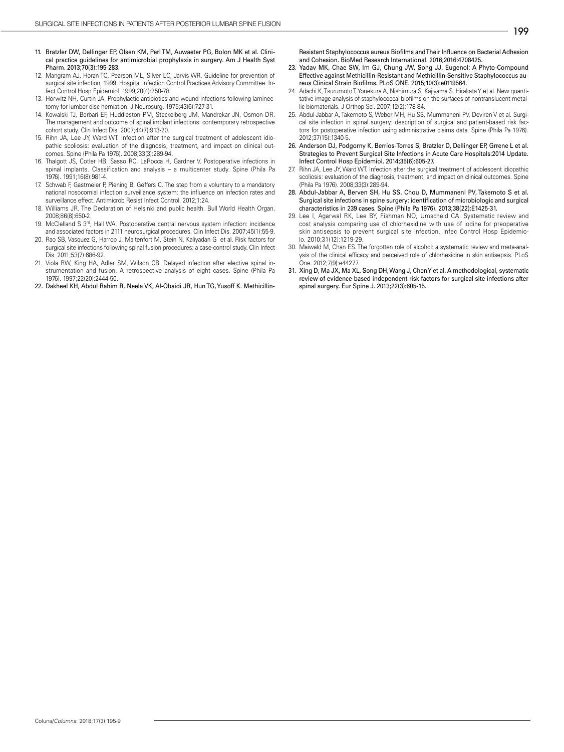11. Bratzler DW, Dellinger EP, Olsen KM, Perl TM, Auwaeter PG, Bolon MK et al. Clinical practice guidelines for antimicrobial prophylaxis in surgery. Am J Health Syst Pharm. 2013;70(3):195-283.
12. Mangram AJ, Horan TC, Pearson ML, Silver LC, Jarvis WR. Guideline for prevention of surgical site infection, 1999. Hospital Infection Control Practices Advisory Committee. Infect Control Hosp Epidemiol. 1999;20(4):250-78.
13. Horwitz NH, Curtin JA. Prophylactic antibiotics and wound infections following laminectomy for lumber disc herniation. J Neurosurg. 1975;43(6):727-31.
14. Kowalski TJ, Berbari EF, Huddleston PM, Steckelberg JM, Mandrekar JN, Osmon DR. The management and outcome of spinal implant infections: contemporary retrospective cohort study. Clin Infect Dis. 2007;44(7):913-20.
15. Rihn JA, Lee JY, Ward WT. Infection after the surgical treatment of adolescent idiopathic scoliosis: evaluation of the diagnosis, treatment, and impact on clinical outcomes. Spine (Phila Pa 1976). 2008;33(3):289-94.
16. Thalgott JS, Cotler HB, Sasso RC, LaRocca H, Gardner V. Postoperative infections in spinal implants. Classification and analysis – a multicenter study. Spine (Phila Pa 1976). 1991;16(8):981-4.
17. Schwab F, Gastmeier P, Piening B, Geffers C. The step from a voluntary to a mandatory national nosocomial infection surveillance system: the influence on infection rates and surveillance effect. Antimicrob Resist Infect Control. 2012;1:24.
18. Williams JR. The Declaration of Helsinki and public health. Bull World Health Organ. 2008;86(8):650-2.
19. McClelland S 3rd, Hall WA. Postoperative central nervous system infection: incidence and associated factors in 2111 neurosurgical procedures. Clin Infect Dis. 2007;45(1):55-9.
20. Rao SB, Vasquez G, Harrop J, Maltenfort M, Stein N, Kaliyadan G et al. Risk factors for surgical site infections following spinal fusion procedures: a case-control study. Clin Infect Dis. 2011;53(7):686-92.
21. Viola RW, King HA, Adler SM, Wilson CB. Delayed infection after elective spinal instrumentation and fusion. A retrospective analysis of eight cases. Spine (Phila Pa 1976). 1997;22(20):2444-50.
22. Dakheel KH, Abdul Rahim R, Neela VK, Al-Obaidi JR, Hun TG, Yusoff K. Methicillin-Resistant Staphylococcus aureus Biofilms and Their Influence on Bacterial Adhesion and Cohesion. BioMed Research International. 2016;2016:4708425.
23. Yadav MK, Chae SW, Im GJ, Chung JW, Song JJ. Eugenol: A Phyto-Compound Effective against Methicillin-Resistant and Methicillin-Sensitive Staphylococcus aureus Clinical Strain Biofilms. PLoS ONE. 2015;10(3):e0119564.
24. Adachi K, Tsurumoto T, Yonekura A, Nishimura S, Kajiyama S, Hirakata Y et al. New quantitative image analysis of staphylococcal biofilms on the surfaces of nontranslucent metallic biomaterials. J Orthop Sci. 2007;12(2):178-84.
25. Abdul-Jabbar A, Takemoto S, Weber MH, Hu SS, Mummaneni PV, Deviren V et al. Surgical site infection in spinal surgery: description of surgical and patient-based risk factors for postoperative infection using administrative claims data. Spine (Phila Pa 1976). 2012;37(15):1340-5.
26. Anderson DJ, Podgorny K, Berríos-Torres S, Bratzler D, Dellinger EP, Grrene L et al. Strategies to Prevent Surgical Site Infections in Acute Care Hospitals:2014 Update. Infect Control Hosp Epidemiol. 2014;35(6):605-27.
27. Rihn JA, Lee JY, Ward WT. Infection after the surgical treatment of adolescent idiopathic scoliosis: evaluation of the diagnosis, treatment, and impact on clinical outcomes. Spine (Phila Pa 1976). 2008;33(3):289-94.
28. Abdul-Jabbar A, Berven SH, Hu SS, Chou D, Mummaneni PV, Takemoto S et al. Surgical site infections in spine surgery: identification of microbiologic and surgical characteristics in 239 cases. Spine (Phila Pa 1976). 2013;38(22):E1425-31.
29. Lee I, Agarwal RK, Lee BY, Fishman NO, Umscheid CA. Systematic review and cost analysis comparing use of chlorhexidine with use of iodine for preoperative skin antisepsis to prevent surgical site infection. Infec Control Hosp Epidemiolo. 2010;31(12):1219-29.
30. Maiwald M, Chan ES. The forgotten role of alcohol: a systematic review and meta-analysis of the clinical efficacy and perceived role of chlorhexidine in skin antisepsis. PLoS One. 2012;7(9):e44277.
31. Xing D, Ma JX, Ma XL, Song DH, Wang J, Chen Y et al. A methodological, systematic review of evidence-based independent risk factors for surgical site infections after spinal surgery. Eur Spine J. 2013;22(3):605-15.